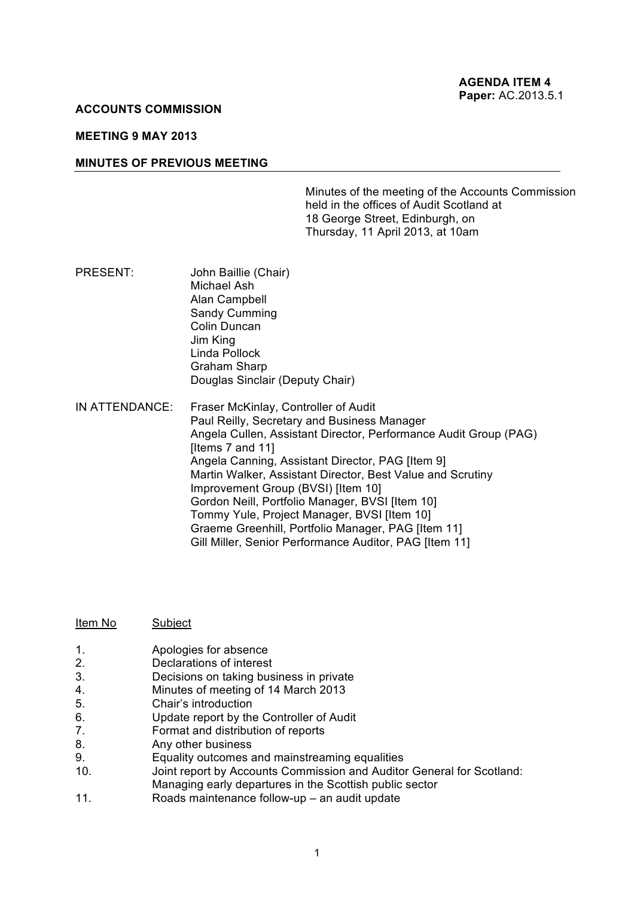**AGENDA ITEM 4**
**Paper:** AC.2013.5.1

**ACCOUNTS COMMISSION**

**MEETING 9 MAY 2013**

**MINUTES OF PREVIOUS MEETING**

Minutes of the meeting of the Accounts Commission held in the offices of Audit Scotland at 18 George Street, Edinburgh, on Thursday, 11 April 2013, at 10am

PRESENT:

John Baillie (Chair)
Michael Ash
Alan Campbell
Sandy Cumming
Colin Duncan
Jim King
Linda Pollock
Graham Sharp
Douglas Sinclair (Deputy Chair)

IN ATTENDANCE:

Fraser McKinlay, Controller of Audit
Paul Reilly, Secretary and Business Manager
Angela Cullen, Assistant Director, Performance Audit Group (PAG) [Items 7 and 11]
Angela Canning, Assistant Director, PAG [Item 9]
Martin Walker, Assistant Director, Best Value and Scrutiny Improvement Group (BVSI) [Item 10]
Gordon Neill, Portfolio Manager, BVSI [Item 10]
Tommy Yule, Project Manager, BVSI [Item 10]
Graeme Greenhill, Portfolio Manager, PAG [Item 11]
Gill Miller, Senior Performance Auditor, PAG [Item 11]

| Item No | Subject |
|---|---|
| 1. | Apologies for absence |
| 2. | Declarations of interest |
| 3. | Decisions on taking business in private |
| 4. | Minutes of meeting of 14 March 2013 |
| 5. | Chair's introduction |
| 6. | Update report by the Controller of Audit |
| 7. | Format and distribution of reports |
| 8. | Any other business |
| 9. | Equality outcomes and mainstreaming equalities |
| 10. | Joint report by Accounts Commission and Auditor General for Scotland: Managing early departures in the Scottish public sector |
| 11. | Roads maintenance follow-up – an audit update |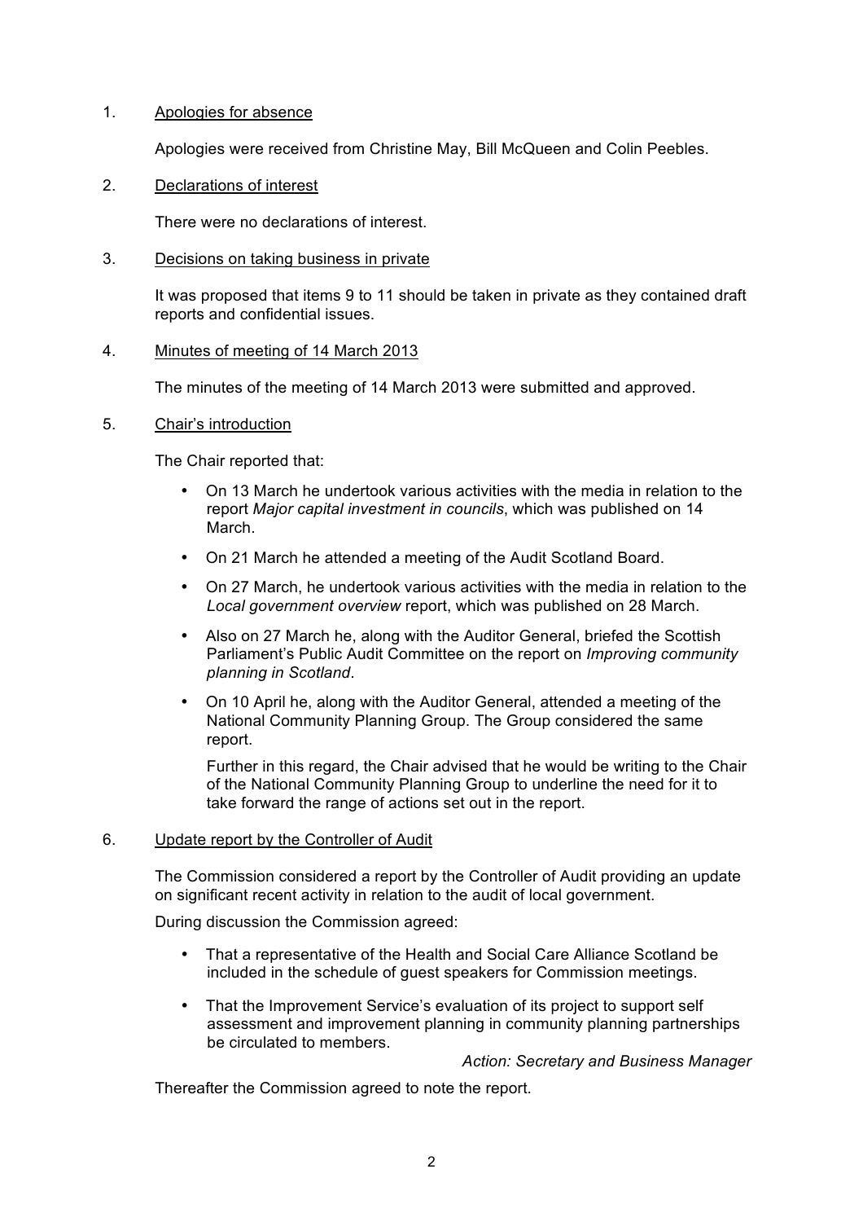1. Apologies for absence

   Apologies were received from Christine May, Bill McQueen and Colin Peebles.

2. Declarations of interest

   There were no declarations of interest.

3. Decisions on taking business in private

   It was proposed that items 9 to 11 should be taken in private as they contained draft reports and confidential issues.

4. Minutes of meeting of 14 March 2013

   The minutes of the meeting of 14 March 2013 were submitted and approved.

5. Chair's introduction

   The Chair reported that:

   - On 13 March he undertook various activities with the media in relation to the report *Major capital investment in councils*, which was published on 14 March.
   - On 21 March he attended a meeting of the Audit Scotland Board.
   - On 27 March, he undertook various activities with the media in relation to the *Local government overview* report, which was published on 28 March.
   - Also on 27 March he, along with the Auditor General, briefed the Scottish Parliament's Public Audit Committee on the report on *Improving community planning in Scotland*.
   - On 10 April he, along with the Auditor General, attended a meeting of the National Community Planning Group. The Group considered the same report.

     Further in this regard, the Chair advised that he would be writing to the Chair of the National Community Planning Group to underline the need for it to take forward the range of actions set out in the report.

6. Update report by the Controller of Audit

   The Commission considered a report by the Controller of Audit providing an update on significant recent activity in relation to the audit of local government.

   During discussion the Commission agreed:

   - That a representative of the Health and Social Care Alliance Scotland be included in the schedule of guest speakers for Commission meetings.
   - That the Improvement Service's evaluation of its project to support self assessment and improvement planning in community planning partnerships be circulated to members.

   *Action: Secretary and Business Manager*

   Thereafter the Commission agreed to note the report.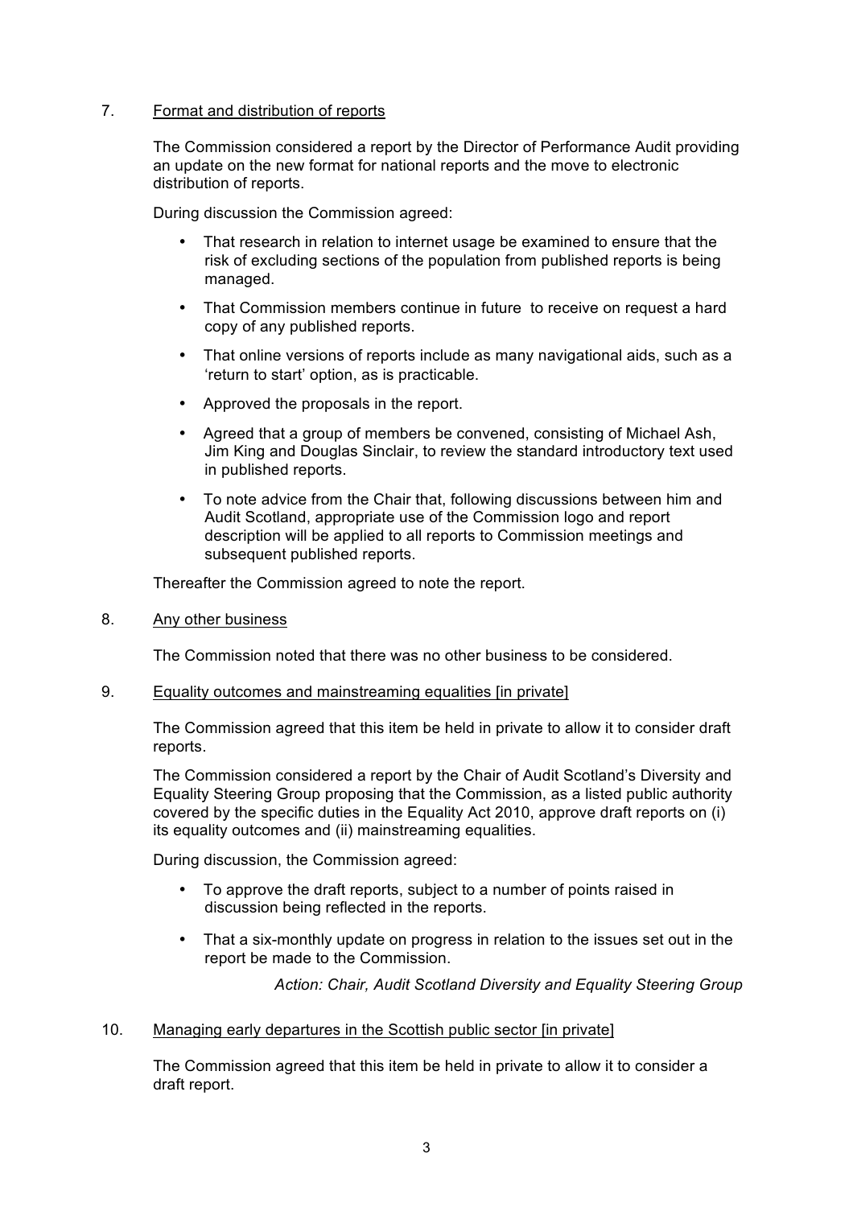7. Format and distribution of reports

The Commission considered a report by the Director of Performance Audit providing an update on the new format for national reports and the move to electronic distribution of reports.

During discussion the Commission agreed:

- That research in relation to internet usage be examined to ensure that the risk of excluding sections of the population from published reports is being managed.
- That Commission members continue in future to receive on request a hard copy of any published reports.
- That online versions of reports include as many navigational aids, such as a 'return to start' option, as is practicable.
- Approved the proposals in the report.
- Agreed that a group of members be convened, consisting of Michael Ash, Jim King and Douglas Sinclair, to review the standard introductory text used in published reports.
- To note advice from the Chair that, following discussions between him and Audit Scotland, appropriate use of the Commission logo and report description will be applied to all reports to Commission meetings and subsequent published reports.

Thereafter the Commission agreed to note the report.

8. Any other business

The Commission noted that there was no other business to be considered.

9. Equality outcomes and mainstreaming equalities [in private]

The Commission agreed that this item be held in private to allow it to consider draft reports.

The Commission considered a report by the Chair of Audit Scotland's Diversity and Equality Steering Group proposing that the Commission, as a listed public authority covered by the specific duties in the Equality Act 2010, approve draft reports on (i) its equality outcomes and (ii) mainstreaming equalities.

During discussion, the Commission agreed:

- To approve the draft reports, subject to a number of points raised in discussion being reflected in the reports.
- That a six-monthly update on progress in relation to the issues set out in the report be made to the Commission.

*Action: Chair, Audit Scotland Diversity and Equality Steering Group*

10. Managing early departures in the Scottish public sector [in private]

The Commission agreed that this item be held in private to allow it to consider a draft report.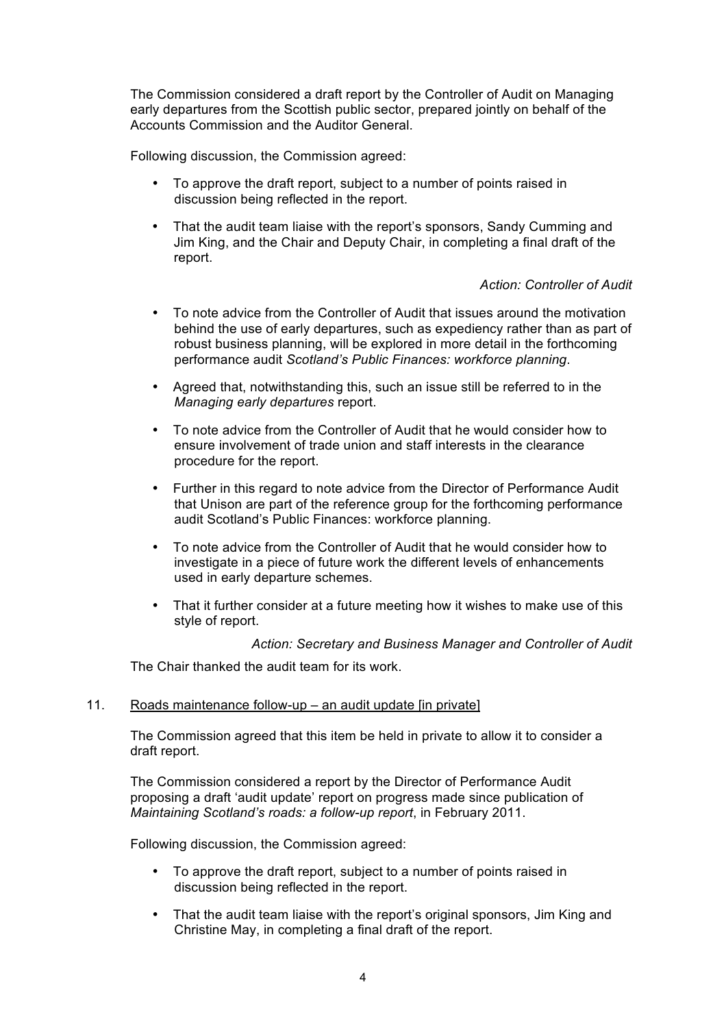The Commission considered a draft report by the Controller of Audit on Managing early departures from the Scottish public sector, prepared jointly on behalf of the Accounts Commission and the Auditor General.

Following discussion, the Commission agreed:

- To approve the draft report, subject to a number of points raised in discussion being reflected in the report.
- That the audit team liaise with the report's sponsors, Sandy Cumming and Jim King, and the Chair and Deputy Chair, in completing a final draft of the report.

*Action: Controller of Audit*

- To note advice from the Controller of Audit that issues around the motivation behind the use of early departures, such as expediency rather than as part of robust business planning, will be explored in more detail in the forthcoming performance audit *Scotland's Public Finances: workforce planning*.
- Agreed that, notwithstanding this, such an issue still be referred to in the *Managing early departures* report.
- To note advice from the Controller of Audit that he would consider how to ensure involvement of trade union and staff interests in the clearance procedure for the report.
- Further in this regard to note advice from the Director of Performance Audit that Unison are part of the reference group for the forthcoming performance audit Scotland's Public Finances: workforce planning.
- To note advice from the Controller of Audit that he would consider how to investigate in a piece of future work the different levels of enhancements used in early departure schemes.
- That it further consider at a future meeting how it wishes to make use of this style of report.

*Action: Secretary and Business Manager and Controller of Audit*

The Chair thanked the audit team for its work.

11. Roads maintenance follow-up – an audit update [in private]

The Commission agreed that this item be held in private to allow it to consider a draft report.

The Commission considered a report by the Director of Performance Audit proposing a draft 'audit update' report on progress made since publication of *Maintaining Scotland's roads: a follow-up report*, in February 2011.

Following discussion, the Commission agreed:

- To approve the draft report, subject to a number of points raised in discussion being reflected in the report.
- That the audit team liaise with the report's original sponsors, Jim King and Christine May, in completing a final draft of the report.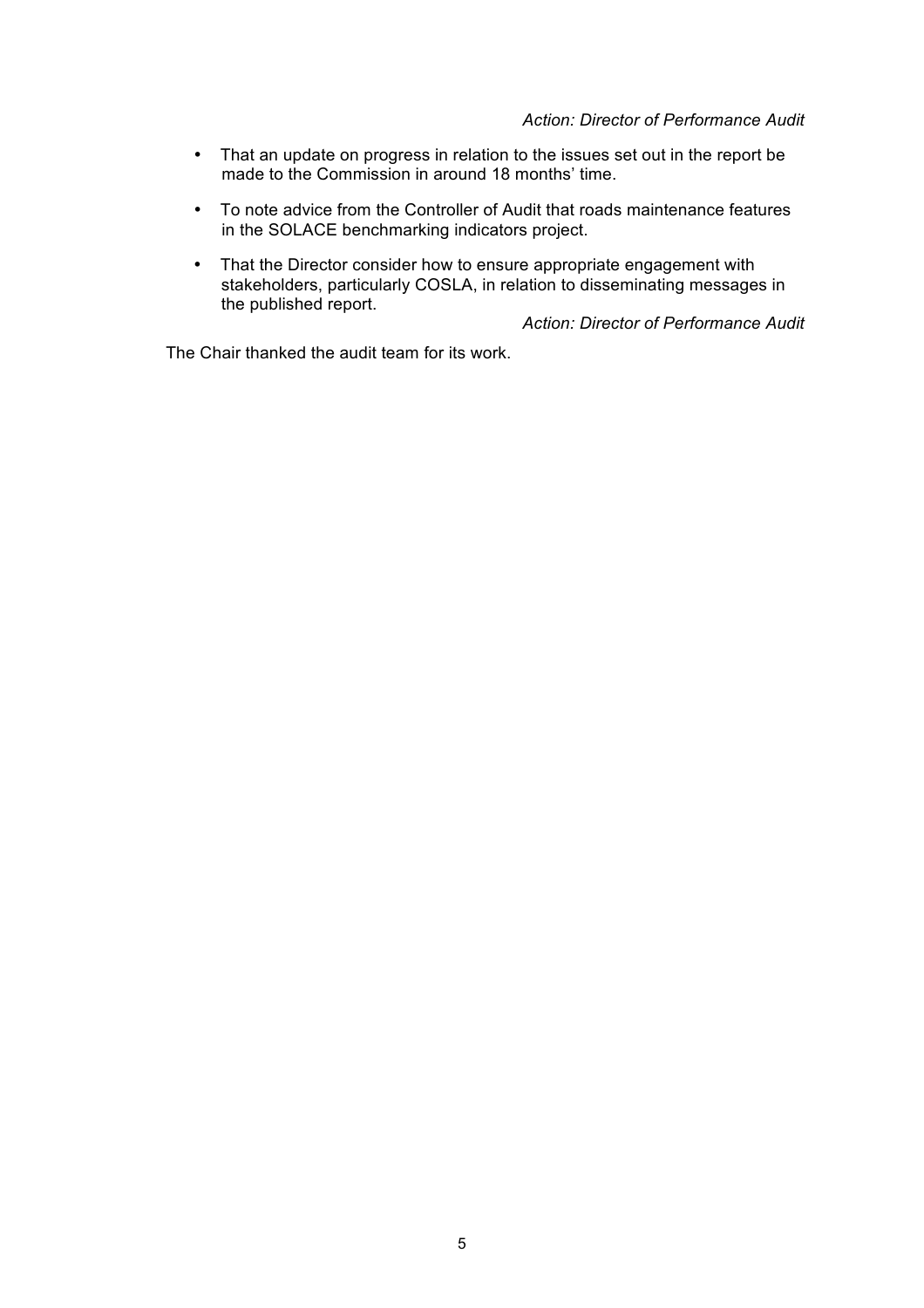*Action: Director of Performance Audit*

- That an update on progress in relation to the issues set out in the report be made to the Commission in around 18 months' time.
- To note advice from the Controller of Audit that roads maintenance features in the SOLACE benchmarking indicators project.
- That the Director consider how to ensure appropriate engagement with stakeholders, particularly COSLA, in relation to disseminating messages in the published report.

*Action: Director of Performance Audit*

The Chair thanked the audit team for its work.